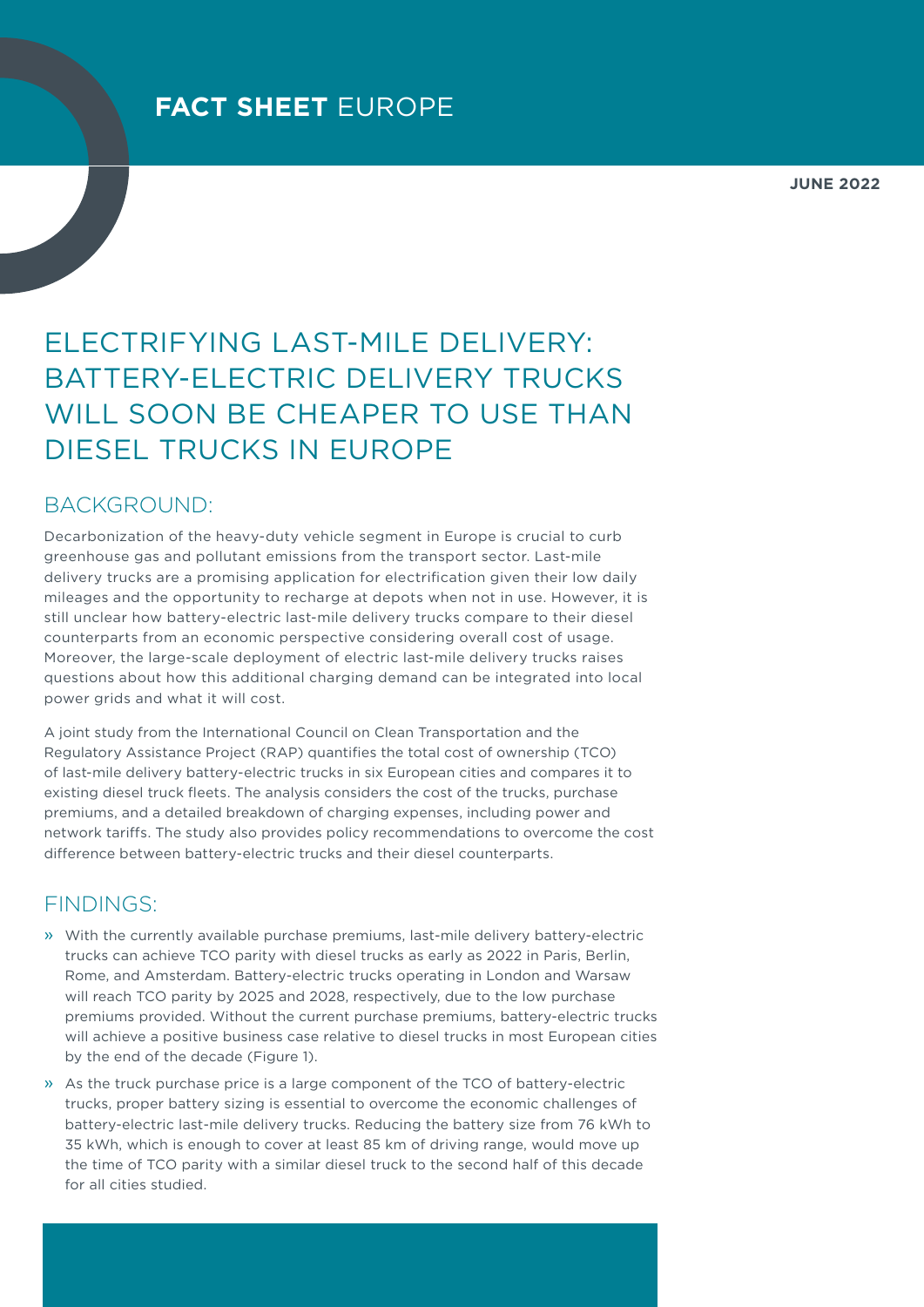**FACT SHEET** EUROPE

**JUNE 2022**

# ELECTRIFYING LAST-MILE DELIVERY: BATTERY-ELECTRIC DELIVERY TRUCKS WILL SOON BE CHEAPER TO USE THAN DIESEL TRUCKS IN EUROPE

## BACKGROUND:

Decarbonization of the heavy-duty vehicle segment in Europe is crucial to curb greenhouse gas and pollutant emissions from the transport sector. Last-mile delivery trucks are a promising application for electrification given their low daily mileages and the opportunity to recharge at depots when not in use. However, it is still unclear how battery-electric last-mile delivery trucks compare to their diesel counterparts from an economic perspective considering overall cost of usage. Moreover, the large-scale deployment of electric last-mile delivery trucks raises questions about how this additional charging demand can be integrated into local power grids and what it will cost.

A joint study from the International Council on Clean Transportation and the Regulatory Assistance Project (RAP) quantifies the total cost of ownership (TCO) of last-mile delivery battery-electric trucks in six European cities and compares it to existing diesel truck fleets. The analysis considers the cost of the trucks, purchase premiums, and a detailed breakdown of charging expenses, including power and network tariffs. The study also provides policy recommendations to overcome the cost difference between battery-electric trucks and their diesel counterparts.

## FINDINGS:

- With the currently available purchase premiums, last-mile delivery battery-electric trucks can achieve TCO parity with diesel trucks as early as 2022 in Paris, Berlin, Rome, and Amsterdam. Battery-electric trucks operating in London and Warsaw will reach TCO parity by 2025 and 2028, respectively, due to the low purchase premiums provided. Without the current purchase premiums, battery-electric trucks will achieve a positive business case relative to diesel trucks in most European cities by the end of the decade (Figure 1).
- As the truck purchase price is a large component of the TCO of battery-electric trucks, proper battery sizing is essential to overcome the economic challenges of battery-electric last-mile delivery trucks. Reducing the battery size from 76 kWh to 35 kWh, which is enough to cover at least 85 km of driving range, would move up the time of TCO parity with a similar diesel truck to the second half of this decade for all cities studied.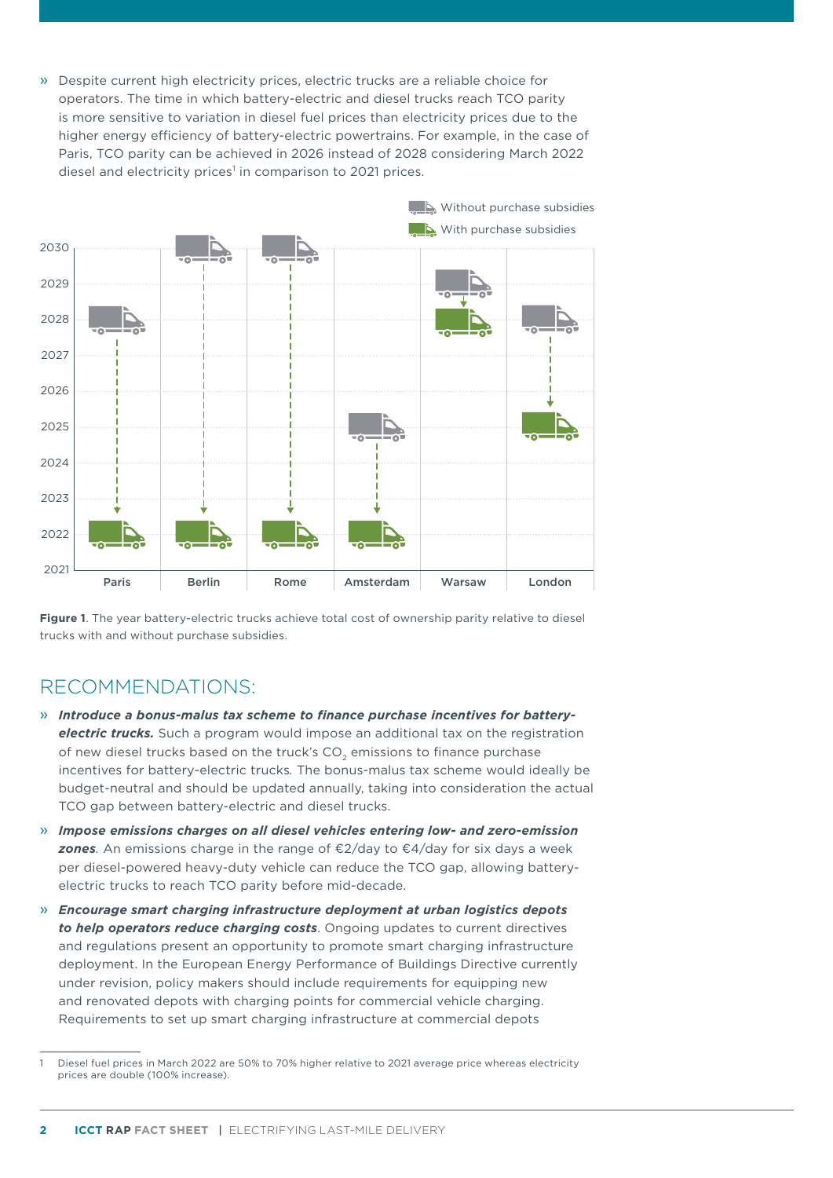» Despite current high electricity prices, electric trucks are a reliable choice for operators. The time in which battery-electric and diesel trucks reach TCO parity is more sensitive to variation in diesel fuel prices than electricity prices due to the higher energy efficiency of battery-electric powertrains. For example, in the case of Paris, TCO parity can be achieved in 2026 instead of 2028 considering March 2022 diesel and electricity prices[1] in comparison to 2021 prices.

**Figure 1**. The year battery-electric trucks achieve total cost of ownership parity relative to diesel trucks with and without purchase subsidies.

## RECOMMENDATIONS:

» ***Introduce a bonus-malus tax scheme to finance purchase incentives for battery-electric trucks.*** Such a program would impose an additional tax on the registration of new diesel trucks based on the truck's $CO_2$ emissions to finance purchase incentives for battery-electric trucks. The bonus-malus tax scheme would ideally be budget-neutral and should be updated annually, taking into consideration the actual TCO gap between battery-electric and diesel trucks.

» ***Impose emissions charges on all diesel vehicles entering low- and zero-emission zones***. An emissions charge in the range of €2/day to €4/day for six days a week per diesel-powered heavy-duty vehicle can reduce the TCO gap, allowing battery-electric trucks to reach TCO parity before mid-decade.

» ***Encourage smart charging infrastructure deployment at urban logistics depots to help operators reduce charging costs***. Ongoing updates to current directives and regulations present an opportunity to promote smart charging infrastructure deployment. In the European Energy Performance of Buildings Directive currently under revision, policy makers should include requirements for equipping new and renovated depots with charging points for commercial vehicle charging. Requirements to set up smart charging infrastructure at commercial depots

---

1 Diesel fuel prices in March 2022 are 50% to 70% higher relative to 2021 average price whereas electricity prices are double (100% increase).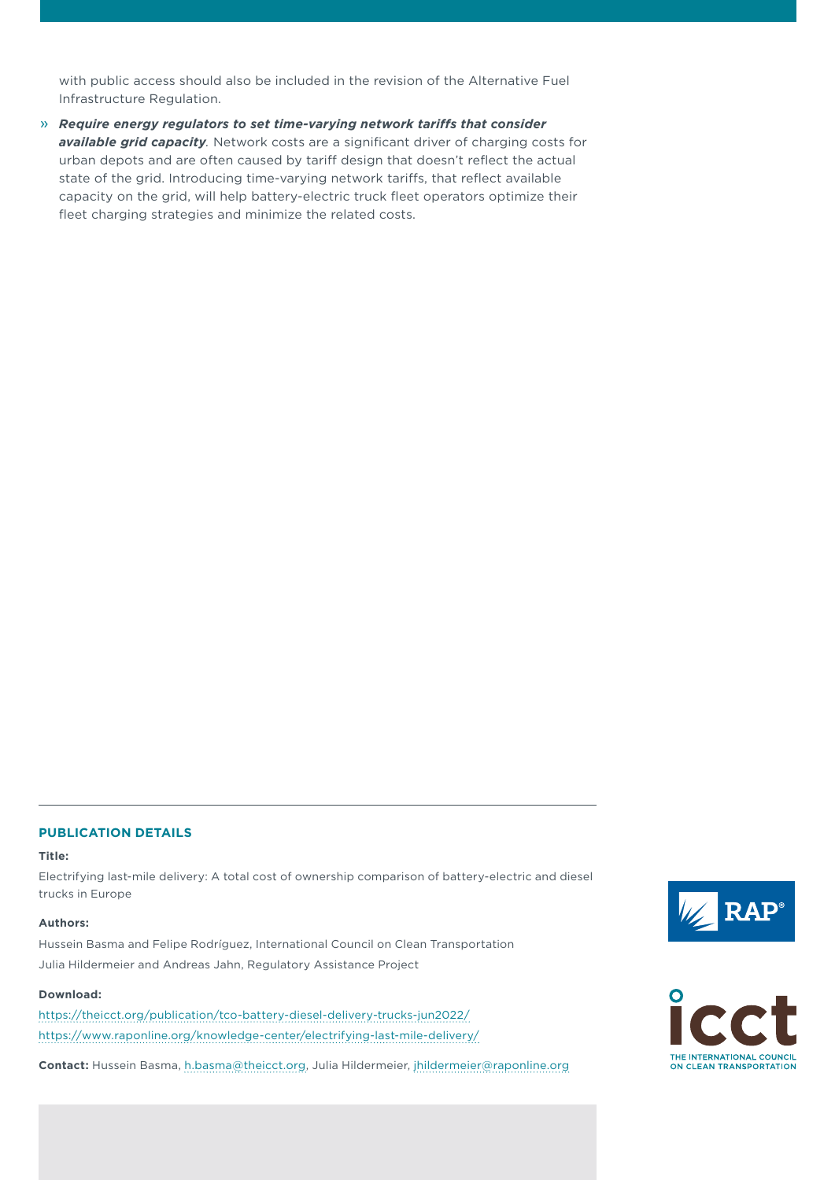with public access should also be included in the revision of the Alternative Fuel Infrastructure Regulation.

» ***Require energy regulators to set time-varying network tariffs that consider available grid capacity***. Network costs are a significant driver of charging costs for urban depots and are often caused by tariff design that doesn't reflect the actual state of the grid. Introducing time-varying network tariffs, that reflect available capacity on the grid, will help battery-electric truck fleet operators optimize their fleet charging strategies and minimize the related costs.

## PUBLICATION DETAILS

**Title:**

Electrifying last-mile delivery: A total cost of ownership comparison of battery-electric and diesel trucks in Europe

**Authors:**

Hussein Basma and Felipe Rodríguez, International Council on Clean Transportation

Julia Hildermeier and Andreas Jahn, Regulatory Assistance Project

**Download:**

https://theicct.org/publication/tco-battery-diesel-delivery-trucks-jun2022/

https://www.raponline.org/knowledge-center/electrifying-last-mile-delivery/

**Contact:** Hussein Basma, h.basma@theicct.org, Julia Hildermeier, jhildermeier@raponline.org

RAP®

icct
THE INTERNATIONAL COUNCIL ON CLEAN TRANSPORTATION